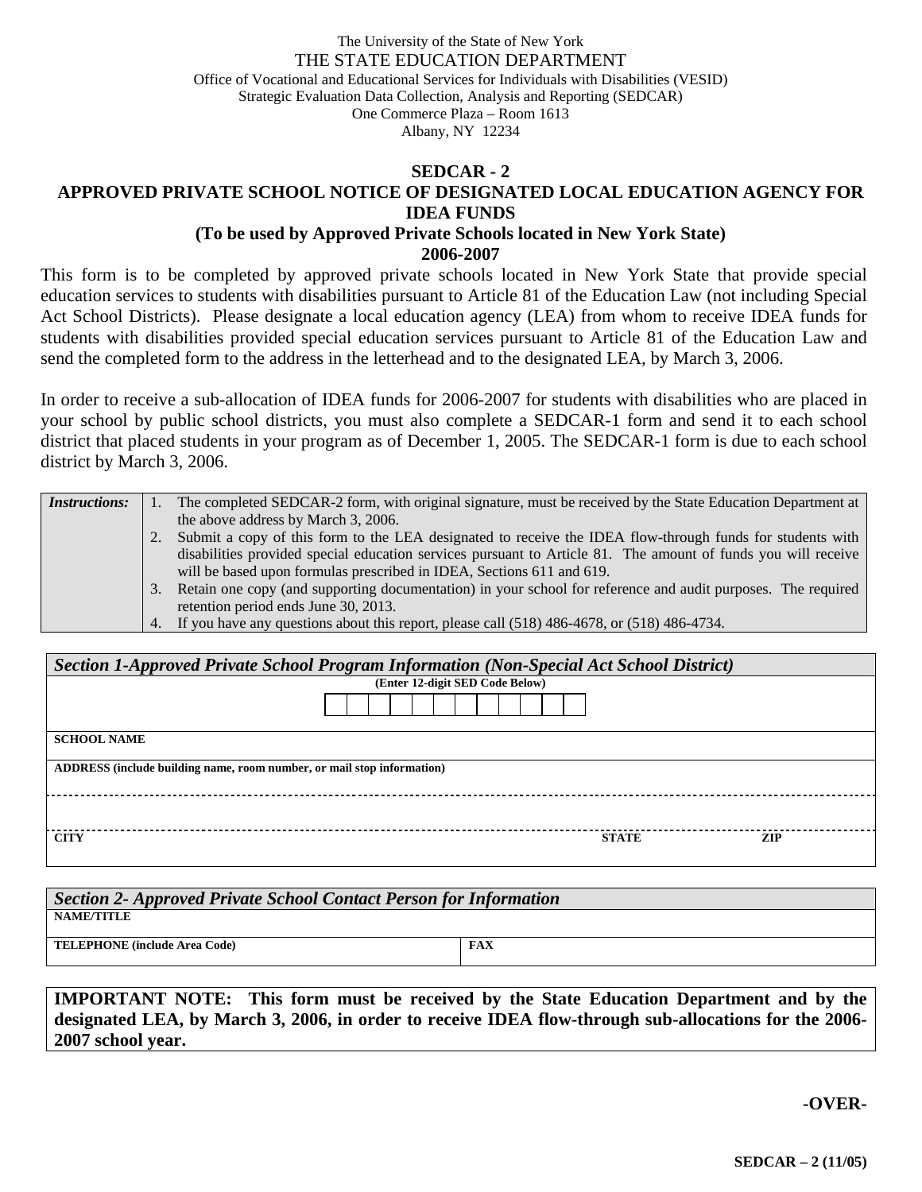The University of the State of New York
THE STATE EDUCATION DEPARTMENT
Office of Vocational and Educational Services for Individuals with Disabilities (VESID)
Strategic Evaluation Data Collection, Analysis and Reporting (SEDCAR)
One Commerce Plaza – Room 1613
Albany, NY 12234

# SEDCAR - 2

## APPROVED PRIVATE SCHOOL NOTICE OF DESIGNATED LOCAL EDUCATION AGENCY FOR IDEA FUNDS

**(To be used by Approved Private Schools located in New York State)**
**2006-2007**

This form is to be completed by approved private schools located in New York State that provide special education services to students with disabilities pursuant to Article 81 of the Education Law (not including Special Act School Districts). Please designate a local education agency (LEA) from whom to receive IDEA funds for students with disabilities provided special education services pursuant to Article 81 of the Education Law and send the completed form to the address in the letterhead and to the designated LEA, by March 3, 2006.

In order to receive a sub-allocation of IDEA funds for 2006-2007 for students with disabilities who are placed in your school by public school districts, you must also complete a SEDCAR-1 form and send it to each school district that placed students in your program as of December 1, 2005. The SEDCAR-1 form is due to each school district by March 3, 2006.

| *Instructions:* | 1. The completed SEDCAR-2 form, with original signature, must be received by the State Education Department at the above address by March 3, 2006.<br>2. Submit a copy of this form to the LEA designated to receive the IDEA flow-through funds for students with disabilities provided special education services pursuant to Article 81. The amount of funds you will receive will be based upon formulas prescribed in IDEA, Sections 611 and 619.<br>3. Retain one copy (and supporting documentation) in your school for reference and audit purposes. The required retention period ends June 30, 2013.<br>4. If you have any questions about this report, please call (518) 486-4678, or (518) 486-4734. |
|---|---|

| *Section 1-Approved Private School Program Information (Non-Special Act School District)* | | |
|---|---|---|
| **(Enter 12-digit SED Code Below)** | | |
| **SCHOOL NAME** | | |
| **ADDRESS (include building name, room number, or mail stop information)** | | |
| | | |
| **CITY** | **STATE** | **ZIP** |

| *Section 2- Approved Private School Contact Person for Information* | |
|---|---|
| **NAME/TITLE** | |
| **TELEPHONE (include Area Code)** | **FAX** |

**IMPORTANT NOTE: This form must be received by the State Education Department and by the designated LEA, by March 3, 2006, in order to receive IDEA flow-through sub-allocations for the 2006-2007 school year.**

**-OVER-**

**SEDCAR – 2 (11/05)**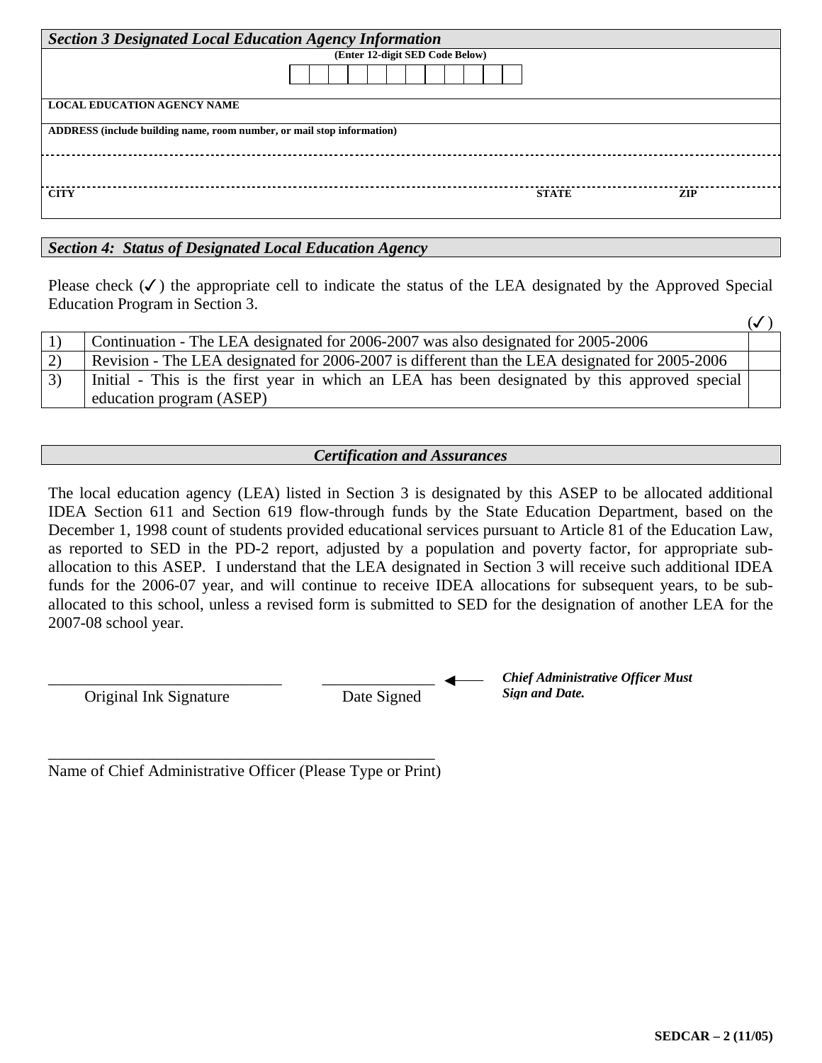## *Section 3 Designated Local Education Agency Information*

**(Enter 12-digit SED Code Below)**

| | | | | | | | | | | | |
|---|---|---|---|---|---|---|---|---|---|---|---|
| | | | | | | | | | | | |

**LOCAL EDUCATION AGENCY NAME**

**ADDRESS (include building name, room number, or mail stop information)**

**CITY** **STATE** **ZIP**

## *Section 4: Status of Designated Local Education Agency*

Please check (✓) the appropriate cell to indicate the status of the LEA designated by the Approved Special Education Program in Section 3.

| | | (✓) |
|---|---|---|
| 1) | Continuation - The LEA designated for 2006-2007 was also designated for 2005-2006 | |
| 2) | Revision - The LEA designated for 2006-2007 is different than the LEA designated for 2005-2006 | |
| 3) | Initial - This is the first year in which an LEA has been designated by this approved special education program (ASEP) | |

## *Certification and Assurances*

The local education agency (LEA) listed in Section 3 is designated by this ASEP to be allocated additional IDEA Section 611 and Section 619 flow-through funds by the State Education Department, based on the December 1, 1998 count of students provided educational services pursuant to Article 81 of the Education Law, as reported to SED in the PD-2 report, adjusted by a population and poverty factor, for appropriate sub-allocation to this ASEP. I understand that the LEA designated in Section 3 will receive such additional IDEA funds for the 2006-07 year, and will continue to receive IDEA allocations for subsequent years, to be sub-allocated to this school, unless a revised form is submitted to SED for the designation of another LEA for the 2007-08 school year.

_____________________________ ______________ ◄── ***Chief Administrative Officer Must Sign and Date.***

Original Ink Signature Date Signed

_______________________________________________

Name of Chief Administrative Officer (Please Type or Print)

**SEDCAR – 2 (11/05)**